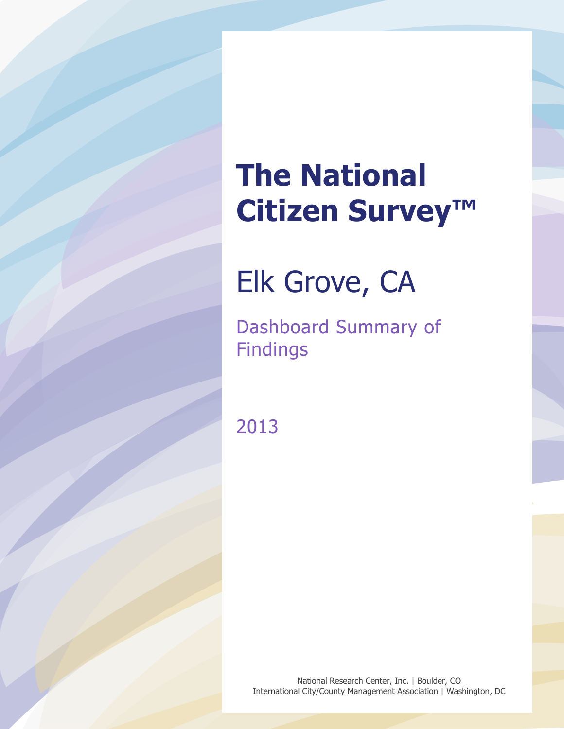# The National Citizen Survey™

## Elk Grove, CA

### Dashboard Summary of Findings

2013

National Research Center, Inc. | Boulder, CO
International City/County Management Association | Washington, DC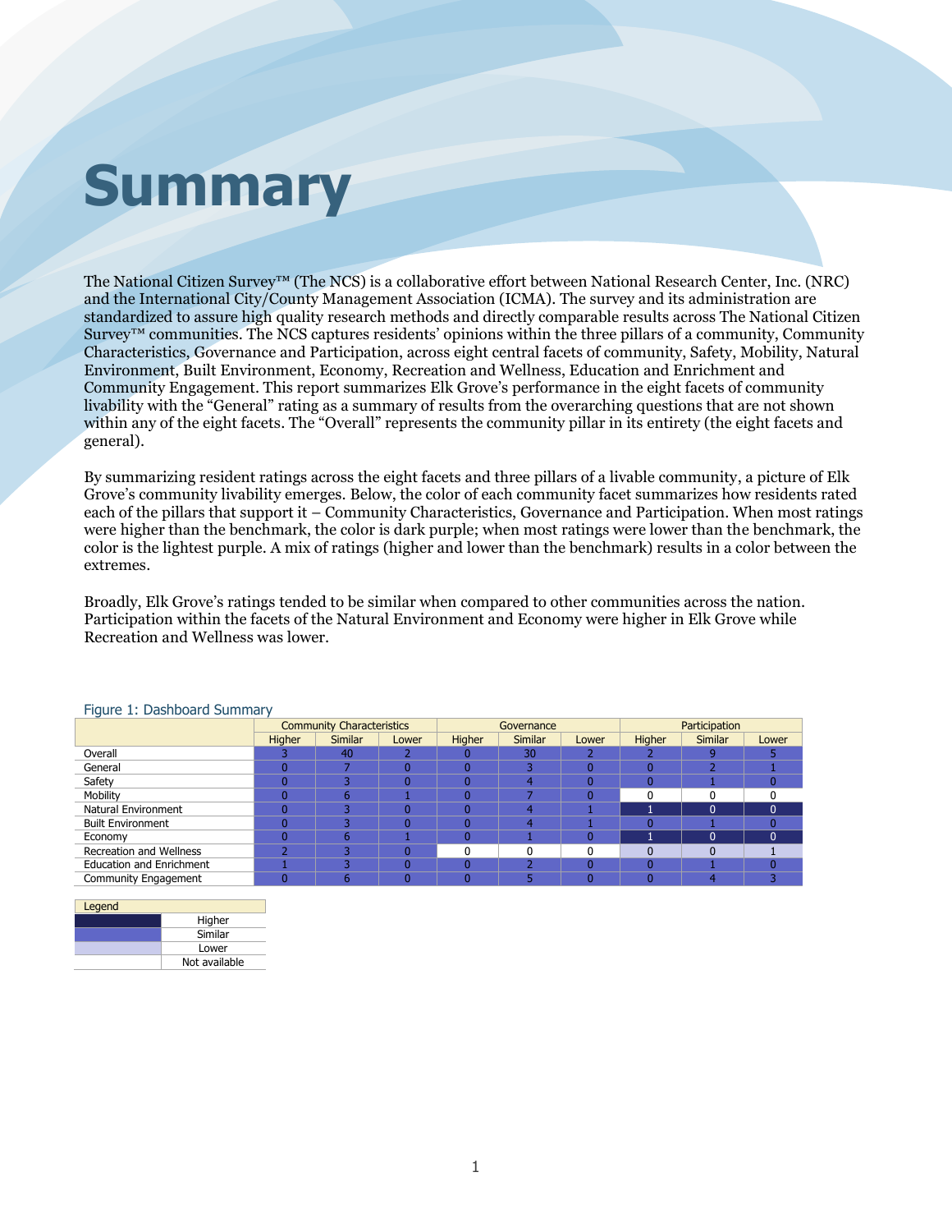# Summary

The National Citizen Survey™ (The NCS) is a collaborative effort between National Research Center, Inc. (NRC) and the International City/County Management Association (ICMA). The survey and its administration are standardized to assure high quality research methods and directly comparable results across The National Citizen Survey™ communities. The NCS captures residents' opinions within the three pillars of a community, Community Characteristics, Governance and Participation, across eight central facets of community, Safety, Mobility, Natural Environment, Built Environment, Economy, Recreation and Wellness, Education and Enrichment and Community Engagement. This report summarizes Elk Grove's performance in the eight facets of community livability with the "General" rating as a summary of results from the overarching questions that are not shown within any of the eight facets. The "Overall" represents the community pillar in its entirety (the eight facets and general).

By summarizing resident ratings across the eight facets and three pillars of a livable community, a picture of Elk Grove's community livability emerges. Below, the color of each community facet summarizes how residents rated each of the pillars that support it – Community Characteristics, Governance and Participation. When most ratings were higher than the benchmark, the color is dark purple; when most ratings were lower than the benchmark, the color is the lightest purple. A mix of ratings (higher and lower than the benchmark) results in a color between the extremes.

Broadly, Elk Grove's ratings tended to be similar when compared to other communities across the nation. Participation within the facets of the Natural Environment and Economy were higher in Elk Grove while Recreation and Wellness was lower.

Figure 1: Dashboard Summary

| | Community Characteristics | | | Governance | | | Participation | | |
|---|---|---|---|---|---|---|---|---|---|
| | Higher | Similar | Lower | Higher | Similar | Lower | Higher | Similar | Lower |
| Overall | 3 | 40 | 2 | 0 | 30 | 2 | 2 | 9 | 5 |
| General | 0 | 7 | 0 | 0 | 3 | 0 | 0 | 2 | 1 |
| Safety | 0 | 3 | 0 | 0 | 4 | 0 | 0 | 1 | 0 |
| Mobility | 0 | 6 | 1 | 0 | 7 | 0 | 0 | 0 | 0 |
| Natural Environment | 0 | 3 | 0 | 0 | 4 | 1 | 1 | 0 | 0 |
| Built Environment | 0 | 3 | 0 | 0 | 4 | 1 | 0 | 1 | 0 |
| Economy | 0 | 6 | 1 | 0 | 1 | 0 | 1 | 0 | 0 |
| Recreation and Wellness | 2 | 3 | 0 | 0 | 0 | 0 | 0 | 0 | 1 |
| Education and Enrichment | 1 | 3 | 0 | 0 | 2 | 0 | 0 | 1 | 0 |
| Community Engagement | 0 | 6 | 0 | 0 | 5 | 0 | 0 | 4 | 3 |

| Legend | |
|---|---|
| | Higher |
| | Similar |
| | Lower |
| | Not available |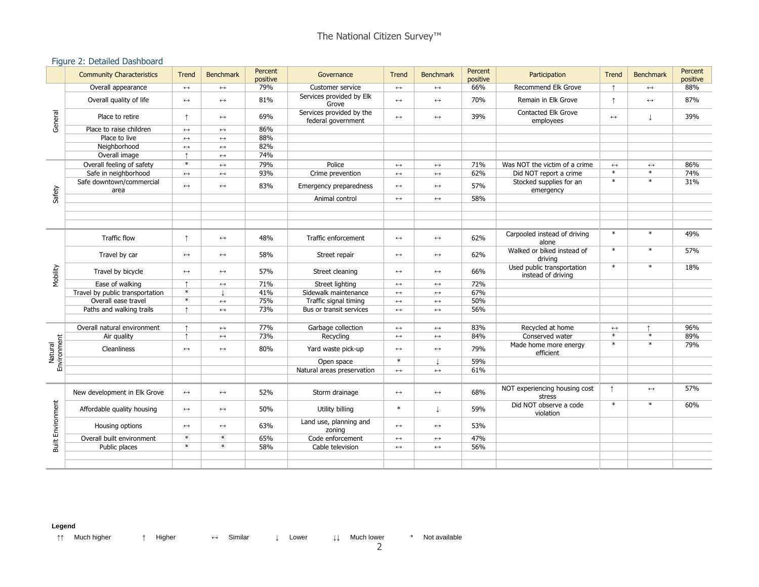## Figure 2: Detailed Dashboard

| | Community Characteristics | Trend | Benchmark | Percent positive | Governance | Trend | Benchmark | Percent positive | Participation | Trend | Benchmark | Percent positive |
|---|---|---|---|---|---|---|---|---|---|---|---|---|
| General | Overall appearance | ↔ | ↔ | 79% | Customer service | ↔ | ↔ | 66% | Recommend Elk Grove | ↑ | ↔ | 88% |
| | Overall quality of life | ↔ | ↔ | 81% | Services provided by Elk Grove | ↔ | ↔ | 70% | Remain in Elk Grove | ↑ | ↔ | 87% |
| | Place to retire | ↑ | ↔ | 69% | Services provided by the federal government | ↔ | ↔ | 39% | Contacted Elk Grove employees | ↔ | ↓ | 39% |
| | Place to raise children | ↔ | ↔ | 86% | | | | | | | | |
| | Place to live | ↔ | ↔ | 88% | | | | | | | | |
| | Neighborhood | ↔ | ↔ | 82% | | | | | | | | |
| | Overall image | ↑ | ↔ | 74% | | | | | | | | |
| Safety | Overall feeling of safety | * | ↔ | 79% | Police | ↔ | ↔ | 71% | Was NOT the victim of a crime | ↔ | ↔ | 86% |
| | Safe in neighborhood | ↔ | ↔ | 93% | Crime prevention | ↔ | ↔ | 62% | Did NOT report a crime | * | * | 74% |
| | Safe downtown/commercial area | ↔ | ↔ | 83% | Emergency preparedness | ↔ | ↔ | 57% | Stocked supplies for an emergency | * | * | 31% |
| | | | | | Animal control | ↔ | ↔ | 58% | | | | |
| Mobility | Traffic flow | ↑ | ↔ | 48% | Traffic enforcement | ↔ | ↔ | 62% | Carpooled instead of driving alone | * | * | 49% |
| | Travel by car | ↔ | ↔ | 58% | Street repair | ↔ | ↔ | 62% | Walked or biked instead of driving | * | * | 57% |
| | Travel by bicycle | ↔ | ↔ | 57% | Street cleaning | ↔ | ↔ | 66% | Used public transportation instead of driving | * | * | 18% |
| | Ease of walking | ↑ | ↔ | 71% | Street lighting | ↔ | ↔ | 72% | | | | |
| | Travel by public transportation | * | ↓ | 41% | Sidewalk maintenance | ↔ | ↔ | 67% | | | | |
| | Overall ease travel | * | ↔ | 75% | Traffic signal timing | ↔ | ↔ | 50% | | | | |
| | Paths and walking trails | ↑ | ↔ | 73% | Bus or transit services | ↔ | ↔ | 56% | | | | |
| Natural Environment | Overall natural environment | ↑ | ↔ | 77% | Garbage collection | ↔ | ↔ | 83% | Recycled at home | ↔ | ↑ | 96% |
| | Air quality | ↑ | ↔ | 73% | Recycling | ↔ | ↔ | 84% | Conserved water | * | * | 89% |
| | Cleanliness | ↔ | ↔ | 80% | Yard waste pick-up | ↔ | ↔ | 79% | Made home more energy efficient | * | * | 79% |
| | | | | | Open space | * | ↓ | 59% | | | | |
| | | | | | Natural areas preservation | ↔ | ↔ | 61% | | | | |
| Built Environment | New development in Elk Grove | ↔ | ↔ | 52% | Storm drainage | ↔ | ↔ | 68% | NOT experiencing housing cost stress | ↑ | ↔ | 57% |
| | Affordable quality housing | ↔ | ↔ | 50% | Utility billing | * | ↓ | 59% | Did NOT observe a code violation | * | * | 60% |
| | Housing options | ↔ | ↔ | 63% | Land use, planning and zoning | ↔ | ↔ | 53% | | | | |
| | Overall built environment | * | * | 65% | Code enforcement | ↔ | ↔ | 47% | | | | |
| | Public places | * | * | 58% | Cable television | ↔ | ↔ | 56% | | | | |

**Legend**

↑↑ Much higher ↑ Higher ↔ Similar ↓ Lower ↓↓ Much lower * Not available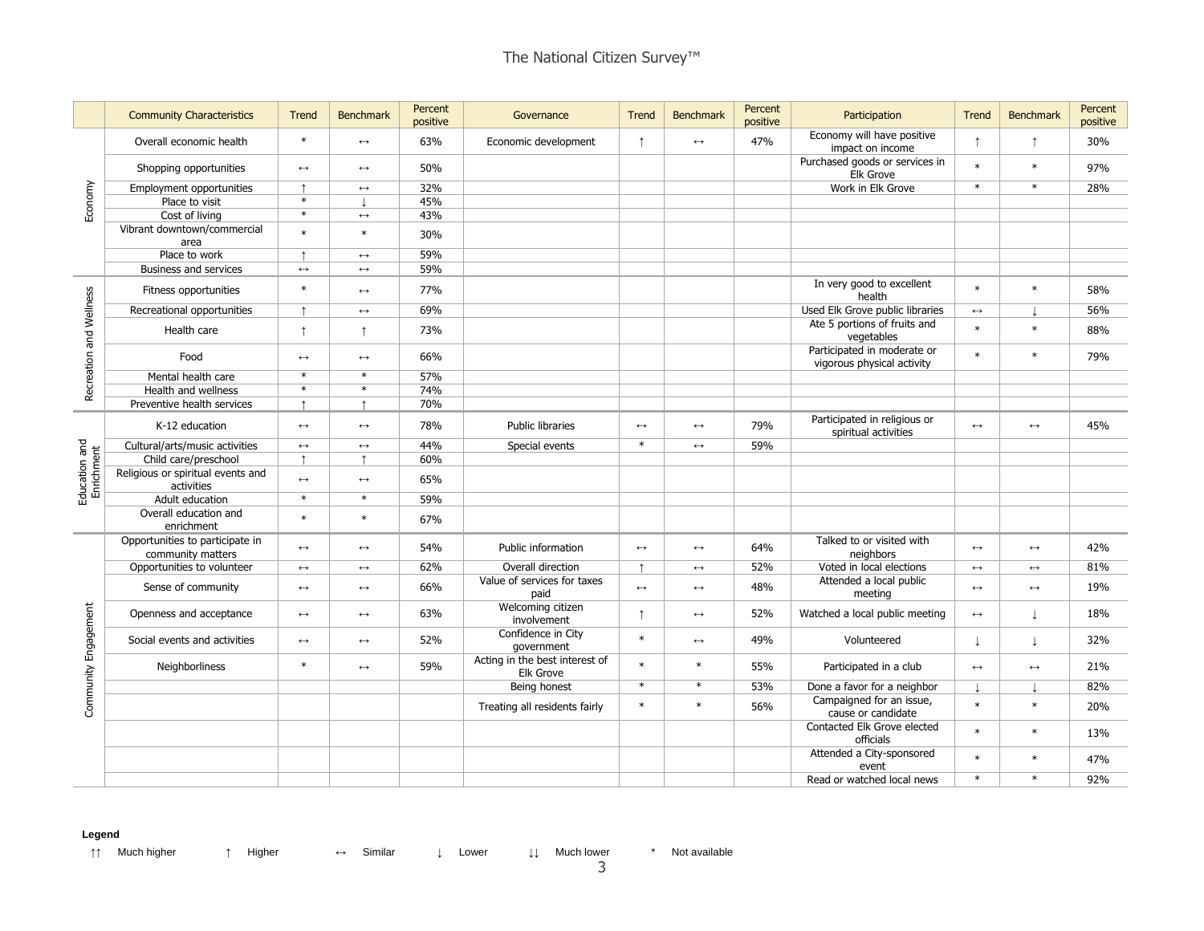| | Community Characteristics | Trend | Benchmark | Percent positive | Governance | Trend | Benchmark | Percent positive | Participation | Trend | Benchmark | Percent positive |
|---|---|---|---|---|---|---|---|---|---|---|---|---|
| Economy | Overall economic health | * | ↔ | 63% | Economic development | ↑ | ↔ | 47% | Economy will have positive impact on income | ↑ | ↑ | 30% |
| | Shopping opportunities | ↔ | ↔ | 50% | | | | | Purchased goods or services in Elk Grove | * | * | 97% |
| | Employment opportunities | ↑ | ↔ | 32% | | | | | Work in Elk Grove | * | * | 28% |
| | Place to visit | * | ↓ | 45% | | | | | | | | |
| | Cost of living | * | ↔ | 43% | | | | | | | | |
| | Vibrant downtown/commercial area | * | * | 30% | | | | | | | | |
| | Place to work | ↑ | ↔ | 59% | | | | | | | | |
| | Business and services | ↔ | ↔ | 59% | | | | | | | | |
| Recreation and Wellness | Fitness opportunities | * | ↔ | 77% | | | | | In very good to excellent health | * | * | 58% |
| | Recreational opportunities | ↑ | ↔ | 69% | | | | | Used Elk Grove public libraries | ↔ | ↓ | 56% |
| | Health care | ↑ | ↑ | 73% | | | | | Ate 5 portions of fruits and vegetables | * | * | 88% |
| | Food | ↔ | ↔ | 66% | | | | | Participated in moderate or vigorous physical activity | * | * | 79% |
| | Mental health care | * | * | 57% | | | | | | | | |
| | Health and wellness | * | * | 74% | | | | | | | | |
| | Preventive health services | ↑ | ↑ | 70% | | | | | | | | |
| Education and Enrichment | K-12 education | ↔ | ↔ | 78% | Public libraries | ↔ | ↔ | 79% | Participated in religious or spiritual activities | ↔ | ↔ | 45% |
| | Cultural/arts/music activities | ↔ | ↔ | 44% | Special events | * | ↔ | 59% | | | | |
| | Child care/preschool | ↑ | ↑ | 60% | | | | | | | | |
| | Religious or spiritual events and activities | ↔ | ↔ | 65% | | | | | | | | |
| | Adult education | * | * | 59% | | | | | | | | |
| | Overall education and enrichment | * | * | 67% | | | | | | | | |
| Community Engagement | Opportunities to participate in community matters | ↔ | ↔ | 54% | Public information | ↔ | ↔ | 64% | Talked to or visited with neighbors | ↔ | ↔ | 42% |
| | Opportunities to volunteer | ↔ | ↔ | 62% | Overall direction | ↑ | ↔ | 52% | Voted in local elections | ↔ | ↔ | 81% |
| | Sense of community | ↔ | ↔ | 66% | Value of services for taxes paid | ↔ | ↔ | 48% | Attended a local public meeting | ↔ | ↔ | 19% |
| | Openness and acceptance | ↔ | ↔ | 63% | Welcoming citizen involvement | ↑ | ↔ | 52% | Watched a local public meeting | ↔ | ↓ | 18% |
| | Social events and activities | ↔ | ↔ | 52% | Confidence in City government | * | ↔ | 49% | Volunteered | ↓ | ↓ | 32% |
| | Neighborliness | * | ↔ | 59% | Acting in the best interest of Elk Grove | * | * | 55% | Participated in a club | ↔ | ↔ | 21% |
| | | | | | Being honest | * | * | 53% | Done a favor for a neighbor | ↓ | ↓ | 82% |
| | | | | | Treating all residents fairly | * | * | 56% | Campaigned for an issue, cause or candidate | * | * | 20% |
| | | | | | | | | | Contacted Elk Grove elected officials | * | * | 13% |
| | | | | | | | | | Attended a City-sponsored event | * | * | 47% |
| | | | | | | | | | Read or watched local news | * | * | 92% |

**Legend**

↑↑ Much higher ↑ Higher ↔ Similar ↓ Lower ↓↓ Much lower * Not available